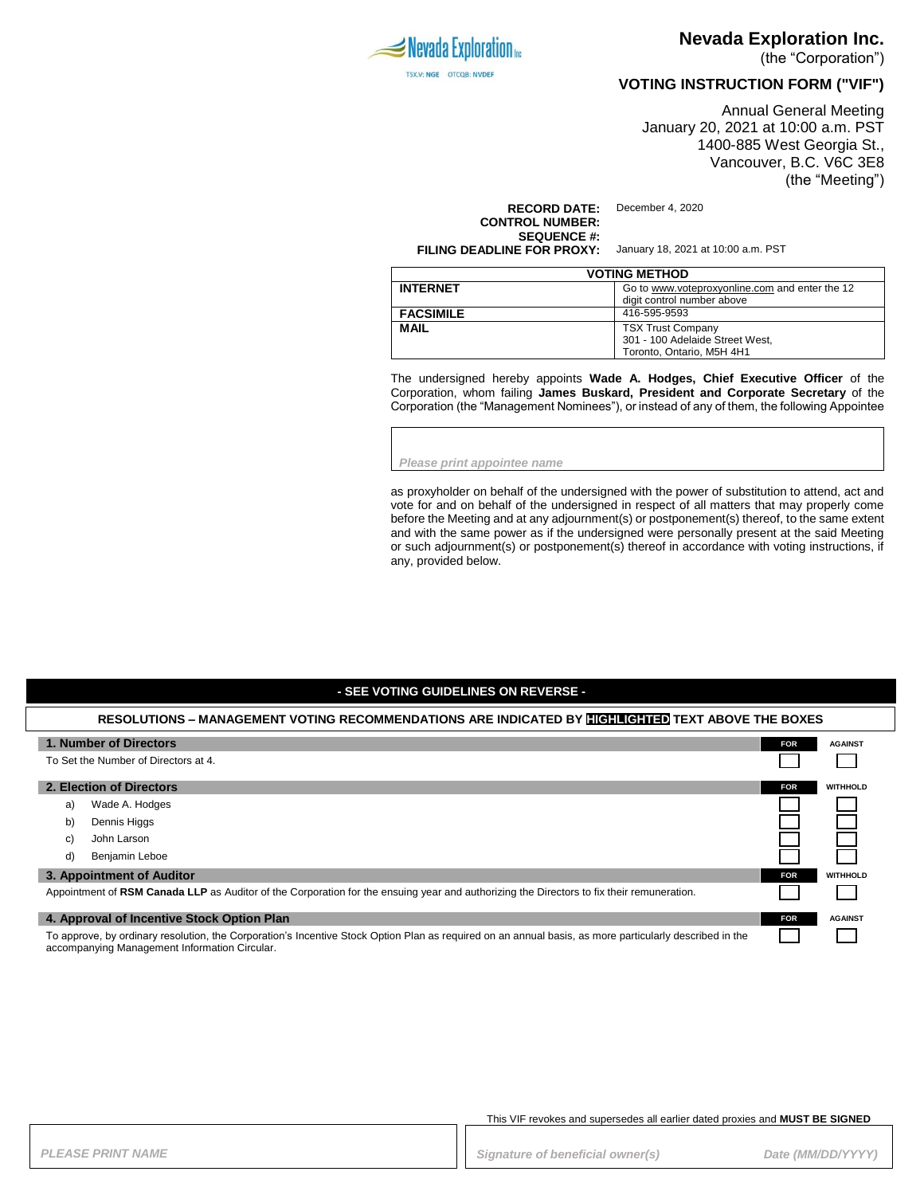Nevada Exploration Inc

TSX.V: NGE OTCQB: NVDEF

# Nevada Exploration Inc.

(the "Corporation")

## VOTING INSTRUCTION FORM ("VIF")

Annual General Meeting
January 20, 2021 at 10:00 a.m. PST
1400-885 West Georgia St.,
Vancouver, B.C. V6C 3E8
(the "Meeting")

**RECORD DATE:** December 4, 2020
**CONTROL NUMBER:**
**SEQUENCE #:**
**FILING DEADLINE FOR PROXY:** January 18, 2021 at 10:00 a.m. PST

| VOTING METHOD | |
|---|---|
| **INTERNET** | Go to www.voteproxyonline.com and enter the 12 digit control number above |
| **FACSIMILE** | 416-595-9593 |
| **MAIL** | TSX Trust Company<br>301 - 100 Adelaide Street West,<br>Toronto, Ontario, M5H 4H1 |

The undersigned hereby appoints **Wade A. Hodges, Chief Executive Officer** of the Corporation, whom failing **James Buskard, President and Corporate Secretary** of the Corporation (the "Management Nominees"), or instead of any of them, the following Appointee

*Please print appointee name*

as proxyholder on behalf of the undersigned with the power of substitution to attend, act and vote for and on behalf of the undersigned in respect of all matters that may properly come before the Meeting and at any adjournment(s) or postponement(s) thereof, to the same extent and with the same power as if the undersigned were personally present at the said Meeting or such adjournment(s) or postponement(s) thereof in accordance with voting instructions, if any, provided below.

**- SEE VOTING GUIDELINES ON REVERSE -**

**RESOLUTIONS – MANAGEMENT VOTING RECOMMENDATIONS ARE INDICATED BY HIGHLIGHTED TEXT ABOVE THE BOXES**

| Resolution | | |
|---|---|---|
| **1. Number of Directors** | **FOR** | AGAINST |
| To Set the Number of Directors at 4. | ☐ | ☐ |
| **2. Election of Directors** | **FOR** | WITHHOLD |
| a) Wade A. Hodges | ☐ | ☐ |
| b) Dennis Higgs | ☐ | ☐ |
| c) John Larson | ☐ | ☐ |
| d) Benjamin Leboe | ☐ | ☐ |
| **3. Appointment of Auditor** | **FOR** | WITHHOLD |
| Appointment of **RSM Canada LLP** as Auditor of the Corporation for the ensuing year and authorizing the Directors to fix their remuneration. | ☐ | ☐ |
| **4. Approval of Incentive Stock Option Plan** | **FOR** | AGAINST |
| To approve, by ordinary resolution, the Corporation's Incentive Stock Option Plan as required on an annual basis, as more particularly described in the accompanying Management Information Circular. | ☐ | ☐ |

This VIF revokes and supersedes all earlier dated proxies and **MUST BE SIGNED**

| *PLEASE PRINT NAME* | *Signature of beneficial owner(s)* | *Date (MM/DD/YYYY)* |
|---|---|---|
| | | |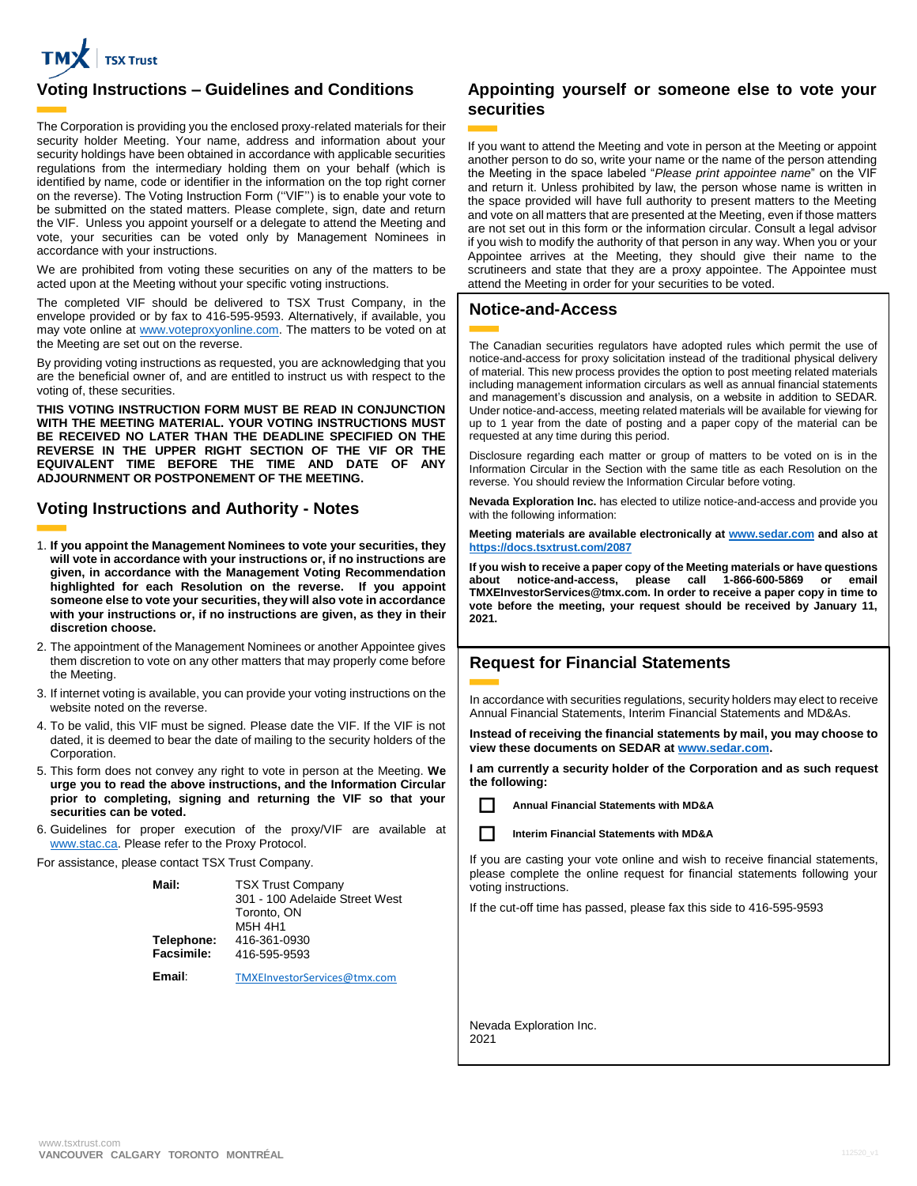TMX | TSX Trust

## Voting Instructions – Guidelines and Conditions

The Corporation is providing you the enclosed proxy-related materials for their security holder Meeting. Your name, address and information about your security holdings have been obtained in accordance with applicable securities regulations from the intermediary holding them on your behalf (which is identified by name, code or identifier in the information on the top right corner on the reverse). The Voting Instruction Form ("VIF") is to enable your vote to be submitted on the stated matters. Please complete, sign, date and return the VIF. Unless you appoint yourself or a delegate to attend the Meeting and vote, your securities can be voted only by Management Nominees in accordance with your instructions.

We are prohibited from voting these securities on any of the matters to be acted upon at the Meeting without your specific voting instructions.

The completed VIF should be delivered to TSX Trust Company, in the envelope provided or by fax to 416-595-9593. Alternatively, if available, you may vote online at www.voteproxyonline.com. The matters to be voted on at the Meeting are set out on the reverse.

By providing voting instructions as requested, you are acknowledging that you are the beneficial owner of, and are entitled to instruct us with respect to the voting of, these securities.

**THIS VOTING INSTRUCTION FORM MUST BE READ IN CONJUNCTION WITH THE MEETING MATERIAL. YOUR VOTING INSTRUCTIONS MUST BE RECEIVED NO LATER THAN THE DEADLINE SPECIFIED ON THE REVERSE IN THE UPPER RIGHT SECTION OF THE VIF OR THE EQUIVALENT TIME BEFORE THE TIME AND DATE OF ANY ADJOURNMENT OR POSTPONEMENT OF THE MEETING.**

## Voting Instructions and Authority - Notes

1. **If you appoint the Management Nominees to vote your securities, they will vote in accordance with your instructions or, if no instructions are given, in accordance with the Management Voting Recommendation highlighted for each Resolution on the reverse. If you appoint someone else to vote your securities, they will also vote in accordance with your instructions or, if no instructions are given, as they in their discretion choose.**
2. The appointment of the Management Nominees or another Appointee gives them discretion to vote on any other matters that may properly come before the Meeting.
3. If internet voting is available, you can provide your voting instructions on the website noted on the reverse.
4. To be valid, this VIF must be signed. Please date the VIF. If the VIF is not dated, it is deemed to bear the date of mailing to the security holders of the Corporation.
5. This form does not convey any right to vote in person at the Meeting. **We urge you to read the above instructions, and the Information Circular prior to completing, signing and returning the VIF so that your securities can be voted.**
6. Guidelines for proper execution of the proxy/VIF are available at www.stac.ca. Please refer to the Proxy Protocol.

For assistance, please contact TSX Trust Company.

**Mail:** TSX Trust Company
301 - 100 Adelaide Street West
Toronto, ON
M5H 4H1

**Telephone:** 416-361-0930
**Facsimile:** 416-595-9593

**Email:** TMXEInvestorServices@tmx.com

## Appointing yourself or someone else to vote your securities

If you want to attend the Meeting and vote in person at the Meeting or appoint another person to do so, write your name or the name of the person attending the Meeting in the space labeled "*Please print appointee name*" on the VIF and return it. Unless prohibited by law, the person whose name is written in the space provided will have full authority to present matters to the Meeting and vote on all matters that are presented at the Meeting, even if those matters are not set out in this form or the information circular. Consult a legal advisor if you wish to modify the authority of that person in any way. When you or your Appointee arrives at the Meeting, they should give their name to the scrutineers and state that they are a proxy appointee. The Appointee must attend the Meeting in order for your securities to be voted.

## Notice-and-Access

The Canadian securities regulators have adopted rules which permit the use of notice-and-access for proxy solicitation instead of the traditional physical delivery of material. This new process provides the option to post meeting related materials including management information circulars as well as annual financial statements and management's discussion and analysis, on a website in addition to SEDAR. Under notice-and-access, meeting related materials will be available for viewing for up to 1 year from the date of posting and a paper copy of the material can be requested at any time during this period.

Disclosure regarding each matter or group of matters to be voted on is in the Information Circular in the Section with the same title as each Resolution on the reverse. You should review the Information Circular before voting.

**Nevada Exploration Inc.** has elected to utilize notice-and-access and provide you with the following information:

**Meeting materials are available electronically at www.sedar.com and also at https://docs.tsxtrust.com/2087**

**If you wish to receive a paper copy of the Meeting materials or have questions about notice-and-access, please call 1-866-600-5869 or email TMXEInvestorServices@tmx.com. In order to receive a paper copy in time to vote before the meeting, your request should be received by January 11, 2021.**

## Request for Financial Statements

In accordance with securities regulations, security holders may elect to receive Annual Financial Statements, Interim Financial Statements and MD&As.

**Instead of receiving the financial statements by mail, you may choose to view these documents on SEDAR at www.sedar.com.**

**I am currently a security holder of the Corporation and as such request the following:**

☐ **Annual Financial Statements with MD&A**

☐ **Interim Financial Statements with MD&A**

If you are casting your vote online and wish to receive financial statements, please complete the online request for financial statements following your voting instructions.

If the cut-off time has passed, please fax this side to 416-595-9593

Nevada Exploration Inc.
2021

www.tsxtrust.com
**VANCOUVER CALGARY TORONTO MONTRÉAL**